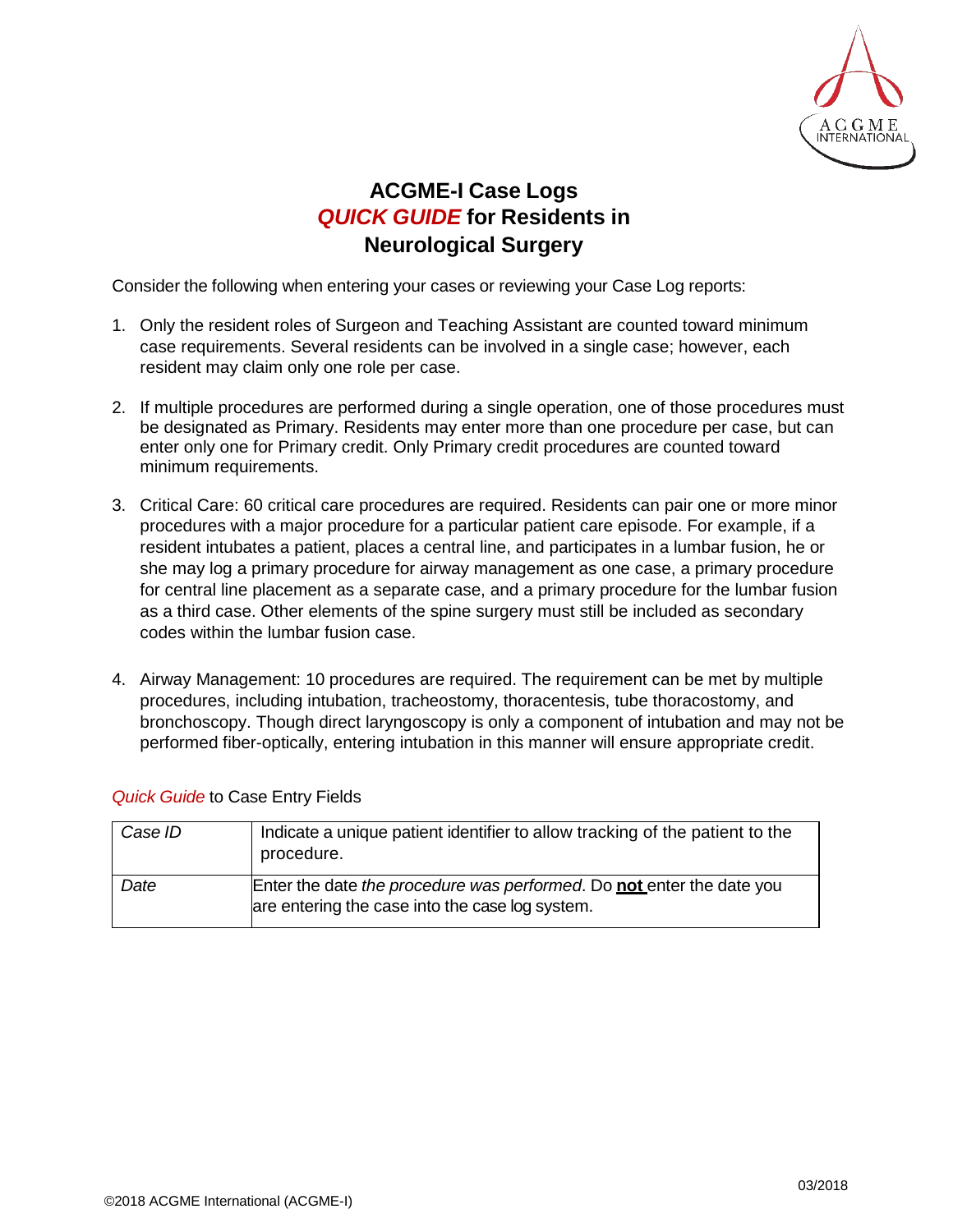# ACGME-I Case Logs
## *QUICK GUIDE* for Residents in Neurological Surgery

Consider the following when entering your cases or reviewing your Case Log reports:

1. Only the resident roles of Surgeon and Teaching Assistant are counted toward minimum case requirements. Several residents can be involved in a single case; however, each resident may claim only one role per case.

2. If multiple procedures are performed during a single operation, one of those procedures must be designated as Primary. Residents may enter more than one procedure per case, but can enter only one for Primary credit. Only Primary credit procedures are counted toward minimum requirements.

3. Critical Care: 60 critical care procedures are required. Residents can pair one or more minor procedures with a major procedure for a particular patient care episode. For example, if a resident intubates a patient, places a central line, and participates in a lumbar fusion, he or she may log a primary procedure for airway management as one case, a primary procedure for central line placement as a separate case, and a primary procedure for the lumbar fusion as a third case. Other elements of the spine surgery must still be included as secondary codes within the lumbar fusion case.

4. Airway Management: 10 procedures are required. The requirement can be met by multiple procedures, including intubation, tracheostomy, thoracentesis, tube thoracostomy, and bronchoscopy. Though direct laryngoscopy is only a component of intubation and may not be performed fiber-optically, entering intubation in this manner will ensure appropriate credit.

*Quick Guide* to Case Entry Fields

| | |
|---|---|
| *Case ID* | Indicate a unique patient identifier to allow tracking of the patient to the procedure. |
| *Date* | Enter the date *the procedure was performed*. Do **not** enter the date you are entering the case into the case log system. |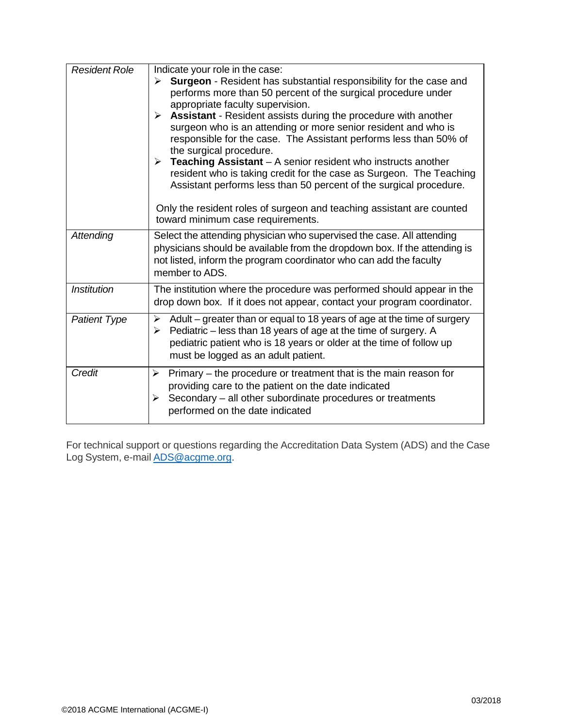| | |
|---|---|
| *Resident Role* | Indicate your role in the case:<br>➢ **Surgeon** - Resident has substantial responsibility for the case and performs more than 50 percent of the surgical procedure under appropriate faculty supervision.<br>➢ **Assistant** - Resident assists during the procedure with another surgeon who is an attending or more senior resident and who is responsible for the case. The Assistant performs less than 50% of the surgical procedure.<br>➢ **Teaching Assistant** – A senior resident who instructs another resident who is taking credit for the case as Surgeon. The Teaching Assistant performs less than 50 percent of the surgical procedure.<br><br>Only the resident roles of surgeon and teaching assistant are counted toward minimum case requirements. |
| *Attending* | Select the attending physician who supervised the case. All attending physicians should be available from the dropdown box. If the attending is not listed, inform the program coordinator who can add the faculty member to ADS. |
| *Institution* | The institution where the procedure was performed should appear in the drop down box. If it does not appear, contact your program coordinator. |
| *Patient Type* | ➢ Adult – greater than or equal to 18 years of age at the time of surgery<br>➢ Pediatric – less than 18 years of age at the time of surgery. A pediatric patient who is 18 years or older at the time of follow up must be logged as an adult patient. |
| *Credit* | ➢ Primary – the procedure or treatment that is the main reason for providing care to the patient on the date indicated<br>➢ Secondary – all other subordinate procedures or treatments performed on the date indicated |

For technical support or questions regarding the Accreditation Data System (ADS) and the Case Log System, e-mail [ADS@acgme.org](mailto:ADS@acgme.org).

03/2018

©2018 ACGME International (ACGME-I)